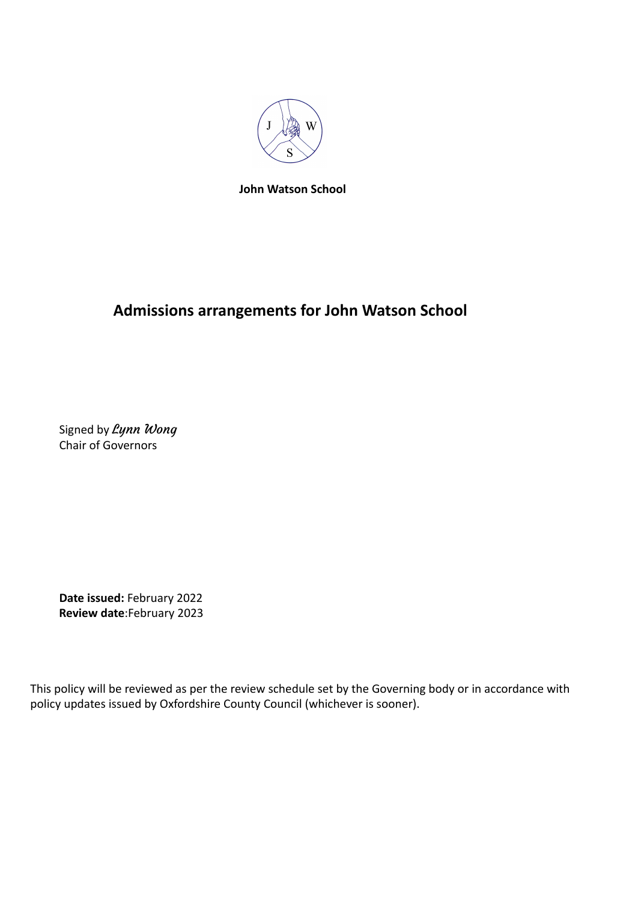**John Watson School**

# Admissions arrangements for John Watson School

Signed by *Lynn Wong*
Chair of Governors

**Date issued:** February 2022
**Review date**:February 2023

This policy will be reviewed as per the review schedule set by the Governing body or in accordance with policy updates issued by Oxfordshire County Council (whichever is sooner).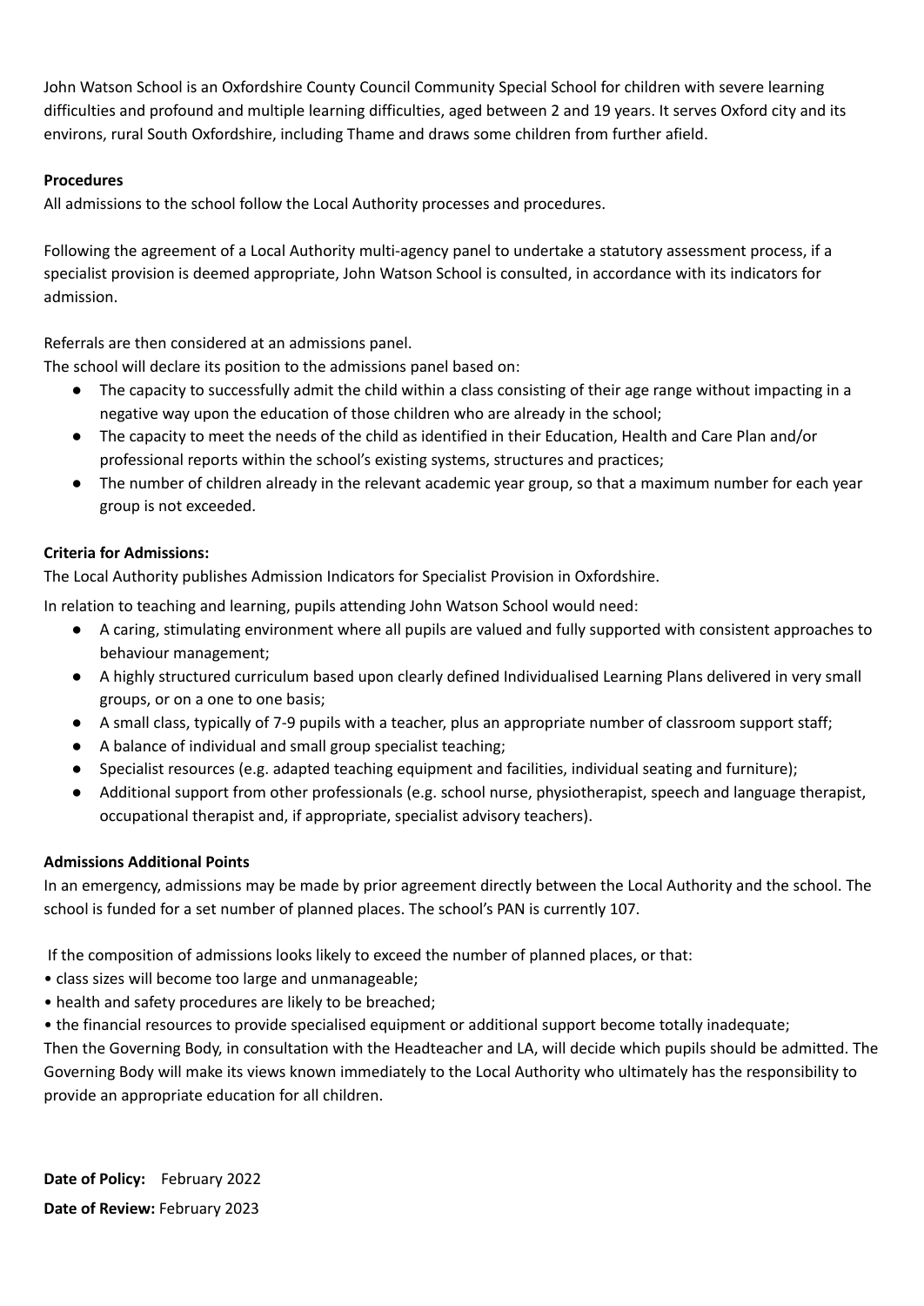John Watson School is an Oxfordshire County Council Community Special School for children with severe learning difficulties and profound and multiple learning difficulties, aged between 2 and 19 years. It serves Oxford city and its environs, rural South Oxfordshire, including Thame and draws some children from further afield.

**Procedures**

All admissions to the school follow the Local Authority processes and procedures.

Following the agreement of a Local Authority multi-agency panel to undertake a statutory assessment process, if a specialist provision is deemed appropriate, John Watson School is consulted, in accordance with its indicators for admission.

Referrals are then considered at an admissions panel.

The school will declare its position to the admissions panel based on:

- The capacity to successfully admit the child within a class consisting of their age range without impacting in a negative way upon the education of those children who are already in the school;
- The capacity to meet the needs of the child as identified in their Education, Health and Care Plan and/or professional reports within the school's existing systems, structures and practices;
- The number of children already in the relevant academic year group, so that a maximum number for each year group is not exceeded.

**Criteria for Admissions:**

The Local Authority publishes Admission Indicators for Specialist Provision in Oxfordshire.

In relation to teaching and learning, pupils attending John Watson School would need:

- A caring, stimulating environment where all pupils are valued and fully supported with consistent approaches to behaviour management;
- A highly structured curriculum based upon clearly defined Individualised Learning Plans delivered in very small groups, or on a one to one basis;
- A small class, typically of 7-9 pupils with a teacher, plus an appropriate number of classroom support staff;
- A balance of individual and small group specialist teaching;
- Specialist resources (e.g. adapted teaching equipment and facilities, individual seating and furniture);
- Additional support from other professionals (e.g. school nurse, physiotherapist, speech and language therapist, occupational therapist and, if appropriate, specialist advisory teachers).

**Admissions Additional Points**

In an emergency, admissions may be made by prior agreement directly between the Local Authority and the school. The school is funded for a set number of planned places. The school's PAN is currently 107.

If the composition of admissions looks likely to exceed the number of planned places, or that:

- class sizes will become too large and unmanageable;
- health and safety procedures are likely to be breached;
- the financial resources to provide specialised equipment or additional support become totally inadequate;

Then the Governing Body, in consultation with the Headteacher and LA, will decide which pupils should be admitted. The Governing Body will make its views known immediately to the Local Authority who ultimately has the responsibility to provide an appropriate education for all children.

**Date of Policy:** February 2022

**Date of Review:** February 2023